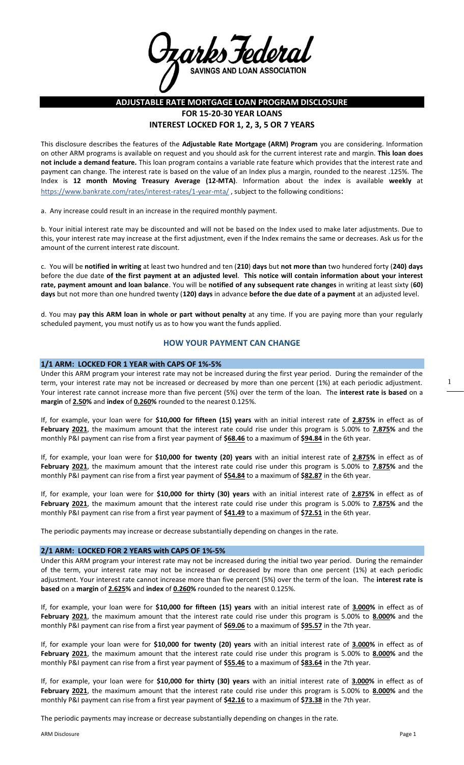Ozarks Federal
SAVINGS AND LOAN ASSOCIATION

# ADJUSTABLE RATE MORTGAGE LOAN PROGRAM DISCLOSURE

## FOR 15-20-30 YEAR LOANS
## INTEREST LOCKED FOR 1, 2, 3, 5 OR 7 YEARS

This disclosure describes the features of the **Adjustable Rate Mortgage (ARM) Program** you are considering. Information on other ARM programs is available on request and you should ask for the current interest rate and margin. **This loan does not include a demand feature.** This loan program contains a variable rate feature which provides that the interest rate and payment can change. The interest rate is based on the value of an Index plus a margin, rounded to the nearest .125%. The Index is **12 month Moving Treasury Average (12-MTA)**. Information about the index is available **weekly** at https://www.bankrate.com/rates/interest-rates/1-year-mta/ , subject to the following conditions:

a. Any increase could result in an increase in the required monthly payment.

b. Your initial interest rate may be discounted and will not be based on the Index used to make later adjustments. Due to this, your interest rate may increase at the first adjustment, even if the Index remains the same or decreases. Ask us for the amount of the current interest rate discount.

c. You will be **notified in writing** at least two hundred and ten (**210**) **days** but **not more than** two hundered forty (**240) days** before the due date **of the first payment at an adjusted level**. **This notice will contain information about your interest rate, payment amount and loan balance**. You will be **notified of any subsequent rate changes** in writing at least sixty (**60) days** but not more than one hundred twenty (**120) days** in advance **before the due date of a payment** at an adjusted level.

d. You may **pay this ARM loan in whole or part without penalty** at any time. If you are paying more than your regularly scheduled payment, you must notify us as to how you want the funds applied.

## HOW YOUR PAYMENT CAN CHANGE

### 1/1 ARM: LOCKED FOR 1 YEAR with CAPS OF 1%-5%

Under this ARM program your interest rate may not be increased during the first year period. During the remainder of the term, your interest rate may not be increased or decreased by more than one percent (1%) at each periodic adjustment. Your interest rate cannot increase more than five percent (5%) over the term of the loan. The **interest rate is based** on a **margin** of **2.50%** and **index** of **0.260%** rounded to the nearest 0.125%.

If, for example, your loan were for **$10,000 for fifteen (15) years** with an initial interest rate of **2.875%** in effect as of **February 2021**, the maximum amount that the interest rate could rise under this program is 5.00% to **7.875%** and the monthly P&I payment can rise from a first year payment of **$68.46** to a maximum of **$94.84** in the 6th year.

If, for example, your loan were for **$10,000 for twenty (20) years** with an initial interest rate of **2.875%** in effect as of **February 2021**, the maximum amount that the interest rate could rise under this program is 5.00% to **7.875%** and the monthly P&I payment can rise from a first year payment of **$54.84** to a maximum of **$82.87** in the 6th year.

If, for example, your loan were for **$10,000 for thirty (30) years** with an initial interest rate of **2.875%** in effect as of **February 2021**, the maximum amount that the interest rate could rise under this program is 5.00% to **7.875%** and the monthly P&I payment can rise from a first year payment of **$41.49** to a maximum of **$72.51** in the 6th year.

The periodic payments may increase or decrease substantially depending on changes in the rate.

### 2/1 ARM: LOCKED FOR 2 YEARS with CAPS OF 1%-5%

Under this ARM program your interest rate may not be increased during the initial two year period. During the remainder of the term, your interest rate may not be increased or decreased by more than one percent (1%) at each periodic adjustment. Your interest rate cannot increase more than five percent (5%) over the term of the loan. The **interest rate is based** on a **margin** of **2.625%** and **index** of **0.260%** rounded to the nearest 0.125%.

If, for example, your loan were for **$10,000 for fifteen (15) years** with an initial interest rate of **3.000%** in effect as of **February 2021**, the maximum amount that the interest rate could rise under this program is 5.00% to **8.000%** and the monthly P&I payment can rise from a first year payment of **$69.06** to a maximum of **$95.57** in the 7th year.

If, for example your loan were for **$10,000 for twenty (20) years** with an initial interest rate of **3.000%** in effect as of **February 2021**, the maximum amount that the interest rate could rise under this program is 5.00% to **8.000%** and the monthly P&I payment can rise from a first year payment of **$55.46** to a maximum of **$83.64** in the 7th year.

If, for example, your loan were for **$10,000 for thirty (30) years** with an initial interest rate of **3.000%** in effect as of **February 2021**, the maximum amount that the interest rate could rise under this program is 5.00% to **8.000%** and the monthly P&I payment can rise from a first year payment of **$42.16** to a maximum of **$73.38** in the 7th year.

The periodic payments may increase or decrease substantially depending on changes in the rate.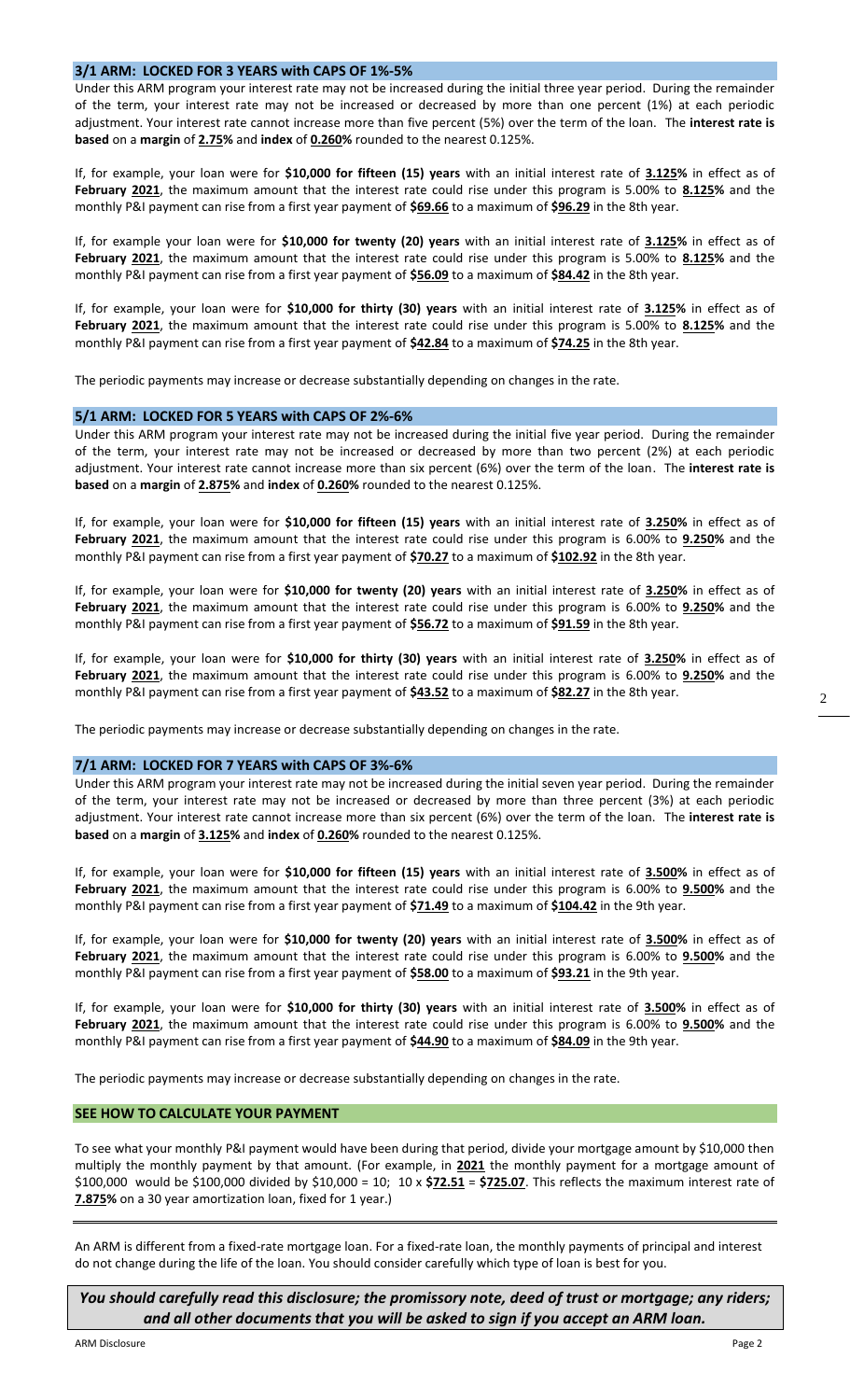## 3/1 ARM: LOCKED FOR 3 YEARS with CAPS OF 1%-5%

Under this ARM program your interest rate may not be increased during the initial three year period. During the remainder of the term, your interest rate may not be increased or decreased by more than one percent (1%) at each periodic adjustment. Your interest rate cannot increase more than five percent (5%) over the term of the loan. The **interest rate is based** on a **margin** of **2.75%** and **index** of **0.260%** rounded to the nearest 0.125%.

If, for example, your loan were for **$10,000 for fifteen (15) years** with an initial interest rate of **3.125%** in effect as of **February 2021**, the maximum amount that the interest rate could rise under this program is 5.00% to **8.125%** and the monthly P&I payment can rise from a first year payment of **$69.66** to a maximum of **$96.29** in the 8th year.

If, for example your loan were for **$10,000 for twenty (20) years** with an initial interest rate of **3.125%** in effect as of **February 2021**, the maximum amount that the interest rate could rise under this program is 5.00% to **8.125%** and the monthly P&I payment can rise from a first year payment of **$56.09** to a maximum of **$84.42** in the 8th year.

If, for example, your loan were for **$10,000 for thirty (30) years** with an initial interest rate of **3.125%** in effect as of **February 2021**, the maximum amount that the interest rate could rise under this program is 5.00% to **8.125%** and the monthly P&I payment can rise from a first year payment of **$42.84** to a maximum of **$74.25** in the 8th year.

The periodic payments may increase or decrease substantially depending on changes in the rate.

## 5/1 ARM: LOCKED FOR 5 YEARS with CAPS OF 2%-6%

Under this ARM program your interest rate may not be increased during the initial five year period. During the remainder of the term, your interest rate may not be increased or decreased by more than two percent (2%) at each periodic adjustment. Your interest rate cannot increase more than six percent (6%) over the term of the loan. The **interest rate is based** on a **margin** of **2.875%** and **index** of **0.260%** rounded to the nearest 0.125%.

If, for example, your loan were for **$10,000 for fifteen (15) years** with an initial interest rate of **3.250%** in effect as of **February 2021**, the maximum amount that the interest rate could rise under this program is 6.00% to **9.250%** and the monthly P&I payment can rise from a first year payment of **$70.27** to a maximum of **$102.92** in the 8th year.

If, for example, your loan were for **$10,000 for twenty (20) years** with an initial interest rate of **3.250%** in effect as of **February 2021**, the maximum amount that the interest rate could rise under this program is 6.00% to **9.250%** and the monthly P&I payment can rise from a first year payment of **$56.72** to a maximum of **$91.59** in the 8th year.

If, for example, your loan were for **$10,000 for thirty (30) years** with an initial interest rate of **3.250%** in effect as of **February 2021**, the maximum amount that the interest rate could rise under this program is 6.00% to **9.250%** and the monthly P&I payment can rise from a first year payment of **$43.52** to a maximum of **$82.27** in the 8th year.

The periodic payments may increase or decrease substantially depending on changes in the rate.

## 7/1 ARM: LOCKED FOR 7 YEARS with CAPS OF 3%-6%

Under this ARM program your interest rate may not be increased during the initial seven year period. During the remainder of the term, your interest rate may not be increased or decreased by more than three percent (3%) at each periodic adjustment. Your interest rate cannot increase more than six percent (6%) over the term of the loan. The **interest rate is based** on a **margin** of **3.125%** and **index** of **0.260%** rounded to the nearest 0.125%.

If, for example, your loan were for **$10,000 for fifteen (15) years** with an initial interest rate of **3.500%** in effect as of **February 2021**, the maximum amount that the interest rate could rise under this program is 6.00% to **9.500%** and the monthly P&I payment can rise from a first year payment of **$71.49** to a maximum of **$104.42** in the 9th year.

If, for example, your loan were for **$10,000 for twenty (20) years** with an initial interest rate of **3.500%** in effect as of **February 2021**, the maximum amount that the interest rate could rise under this program is 6.00% to **9.500%** and the monthly P&I payment can rise from a first year payment of **$58.00** to a maximum of **$93.21** in the 9th year.

If, for example, your loan were for **$10,000 for thirty (30) years** with an initial interest rate of **3.500%** in effect as of **February 2021**, the maximum amount that the interest rate could rise under this program is 6.00% to **9.500%** and the monthly P&I payment can rise from a first year payment of **$44.90** to a maximum of **$84.09** in the 9th year.

The periodic payments may increase or decrease substantially depending on changes in the rate.

## SEE HOW TO CALCULATE YOUR PAYMENT

To see what your monthly P&I payment would have been during that period, divide your mortgage amount by $10,000 then multiply the monthly payment by that amount. (For example, in **2021** the monthly payment for a mortgage amount of $100,000 would be $100,000 divided by $10,000 = 10; 10 x **$72.51** = **$725.07**. This reflects the maximum interest rate of **7.875%** on a 30 year amortization loan, fixed for 1 year.)

An ARM is different from a fixed-rate mortgage loan. For a fixed-rate loan, the monthly payments of principal and interest do not change during the life of the loan. You should consider carefully which type of loan is best for you.

***You should carefully read this disclosure; the promissory note, deed of trust or mortgage; any riders; and all other documents that you will be asked to sign if you accept an ARM loan.***